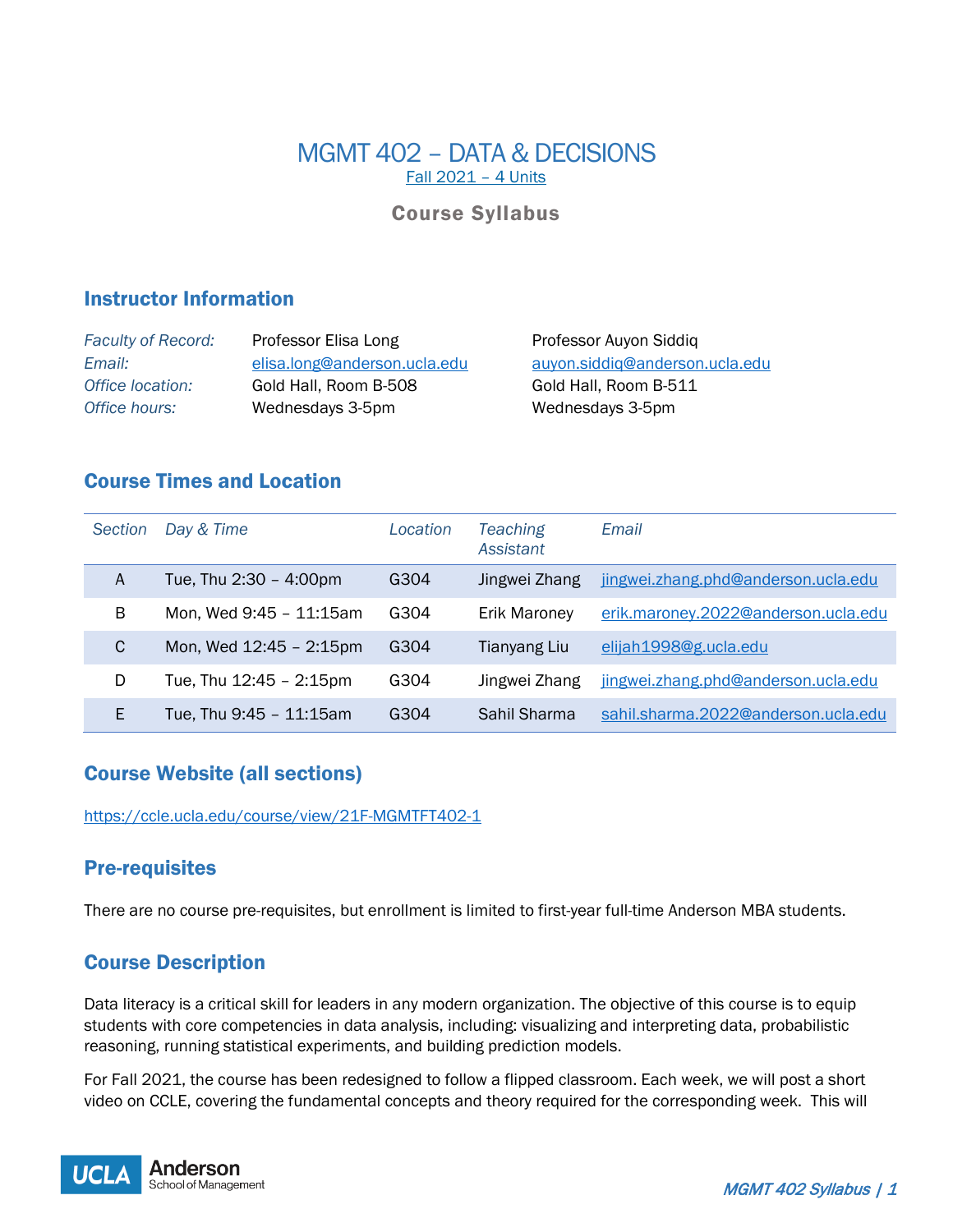# MGMT 402 – DATA & DECISIONS

Fall 2021 – 4 Units

## Course Syllabus

## Instructor Information

| | | |
|---|---|---|
| *Faculty of Record:* | Professor Elisa Long | Professor Auyon Siddiq |
| *Email:* | elisa.long@anderson.ucla.edu | auyon.siddiq@anderson.ucla.edu |
| *Office location:* | Gold Hall, Room B-508 | Gold Hall, Room B-511 |
| *Office hours:* | Wednesdays 3-5pm | Wednesdays 3-5pm |

## Course Times and Location

| *Section* | *Day & Time* | *Location* | *Teaching Assistant* | *Email* |
|---|---|---|---|---|
| A | Tue, Thu 2:30 – 4:00pm | G304 | Jingwei Zhang | jingwei.zhang.phd@anderson.ucla.edu |
| B | Mon, Wed 9:45 – 11:15am | G304 | Erik Maroney | erik.maroney.2022@anderson.ucla.edu |
| C | Mon, Wed 12:45 – 2:15pm | G304 | Tianyang Liu | elijah1998@g.ucla.edu |
| D | Tue, Thu 12:45 – 2:15pm | G304 | Jingwei Zhang | jingwei.zhang.phd@anderson.ucla.edu |
| E | Tue, Thu 9:45 – 11:15am | G304 | Sahil Sharma | sahil.sharma.2022@anderson.ucla.edu |

## Course Website (all sections)

https://ccle.ucla.edu/course/view/21F-MGMTFT402-1

## Pre-requisites

There are no course pre-requisites, but enrollment is limited to first-year full-time Anderson MBA students.

## Course Description

Data literacy is a critical skill for leaders in any modern organization. The objective of this course is to equip students with core competencies in data analysis, including: visualizing and interpreting data, probabilistic reasoning, running statistical experiments, and building prediction models.

For Fall 2021, the course has been redesigned to follow a flipped classroom. Each week, we will post a short video on CCLE, covering the fundamental concepts and theory required for the corresponding week. This will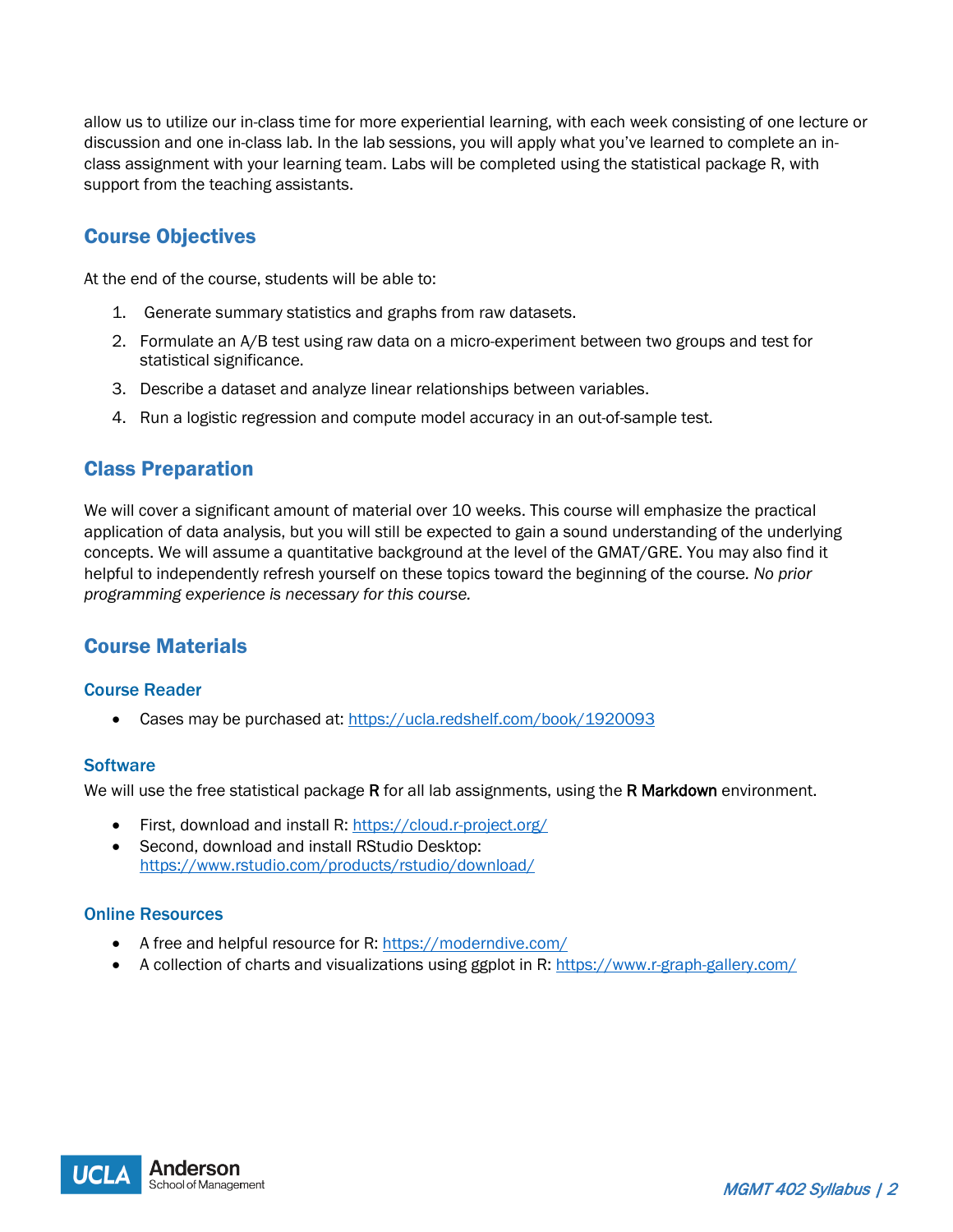allow us to utilize our in-class time for more experiential learning, with each week consisting of one lecture or discussion and one in-class lab. In the lab sessions, you will apply what you've learned to complete an in-class assignment with your learning team. Labs will be completed using the statistical package R, with support from the teaching assistants.

## Course Objectives

At the end of the course, students will be able to:

1. Generate summary statistics and graphs from raw datasets.
2. Formulate an A/B test using raw data on a micro-experiment between two groups and test for statistical significance.
3. Describe a dataset and analyze linear relationships between variables.
4. Run a logistic regression and compute model accuracy in an out-of-sample test.

## Class Preparation

We will cover a significant amount of material over 10 weeks. This course will emphasize the practical application of data analysis, but you will still be expected to gain a sound understanding of the underlying concepts. We will assume a quantitative background at the level of the GMAT/GRE. You may also find it helpful to independently refresh yourself on these topics toward the beginning of the course. *No prior programming experience is necessary for this course.*

## Course Materials

### Course Reader

- Cases may be purchased at: https://ucla.redshelf.com/book/1920093

### Software

We will use the free statistical package **R** for all lab assignments, using the **R Markdown** environment.

- First, download and install R: https://cloud.r-project.org/
- Second, download and install RStudio Desktop: https://www.rstudio.com/products/rstudio/download/

### Online Resources

- A free and helpful resource for R: https://moderndive.com/
- A collection of charts and visualizations using ggplot in R: https://www.r-graph-gallery.com/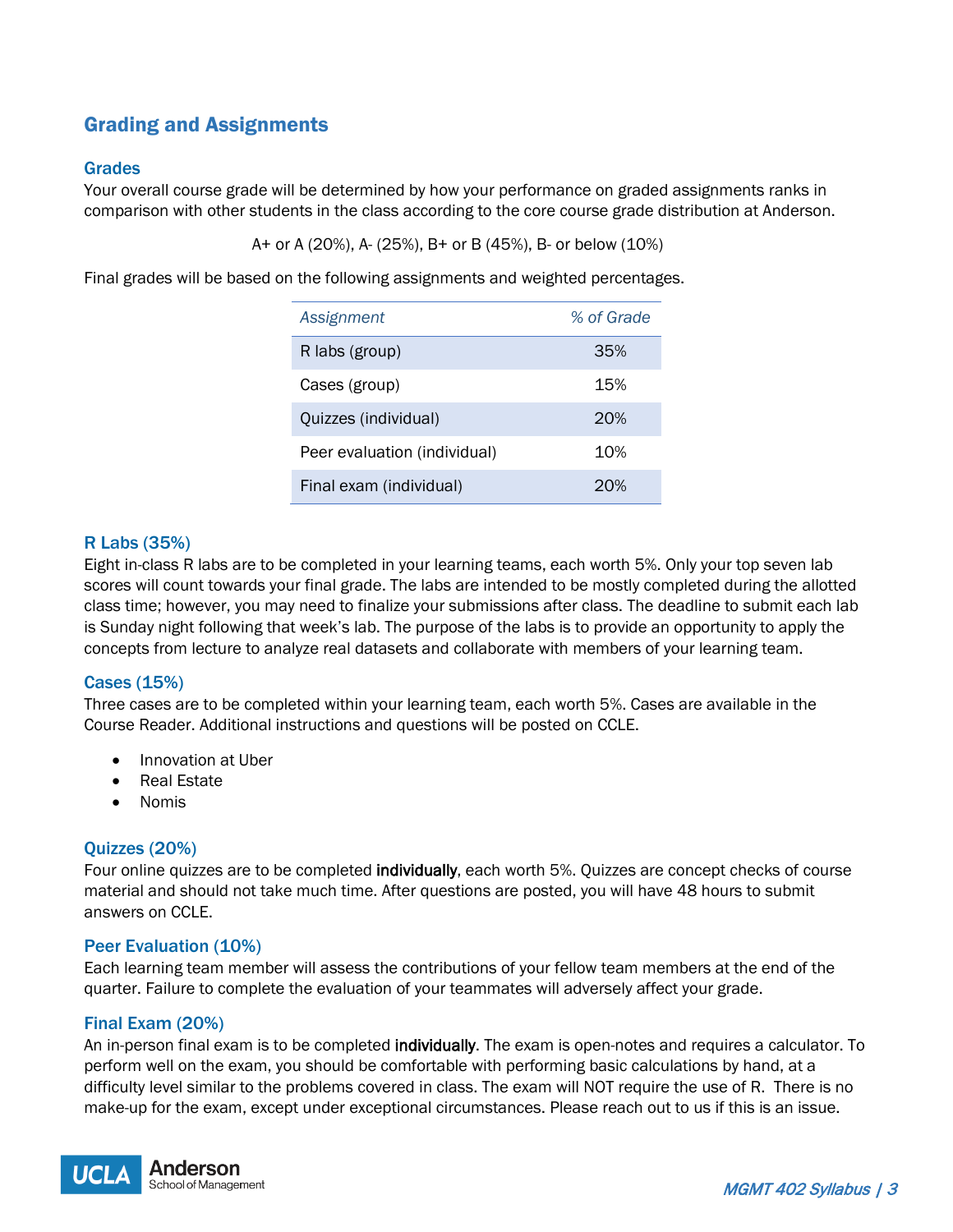## Grading and Assignments

### Grades

Your overall course grade will be determined by how your performance on graded assignments ranks in comparison with other students in the class according to the core course grade distribution at Anderson.

A+ or A (20%), A- (25%), B+ or B (45%), B- or below (10%)

Final grades will be based on the following assignments and weighted percentages.

| *Assignment* | *% of Grade* |
|---|---|
| R labs (group) | 35% |
| Cases (group) | 15% |
| Quizzes (individual) | 20% |
| Peer evaluation (individual) | 10% |
| Final exam (individual) | 20% |

### R Labs (35%)

Eight in-class R labs are to be completed in your learning teams, each worth 5%. Only your top seven lab scores will count towards your final grade. The labs are intended to be mostly completed during the allotted class time; however, you may need to finalize your submissions after class. The deadline to submit each lab is Sunday night following that week's lab. The purpose of the labs is to provide an opportunity to apply the concepts from lecture to analyze real datasets and collaborate with members of your learning team.

### Cases (15%)

Three cases are to be completed within your learning team, each worth 5%. Cases are available in the Course Reader. Additional instructions and questions will be posted on CCLE.

- Innovation at Uber
- Real Estate
- Nomis

### Quizzes (20%)

Four online quizzes are to be completed **individually**, each worth 5%. Quizzes are concept checks of course material and should not take much time. After questions are posted, you will have 48 hours to submit answers on CCLE.

### Peer Evaluation (10%)

Each learning team member will assess the contributions of your fellow team members at the end of the quarter. Failure to complete the evaluation of your teammates will adversely affect your grade.

### Final Exam (20%)

An in-person final exam is to be completed **individually**. The exam is open-notes and requires a calculator. To perform well on the exam, you should be comfortable with performing basic calculations by hand, at a difficulty level similar to the problems covered in class. The exam will NOT require the use of R. There is no make-up for the exam, except under exceptional circumstances. Please reach out to us if this is an issue.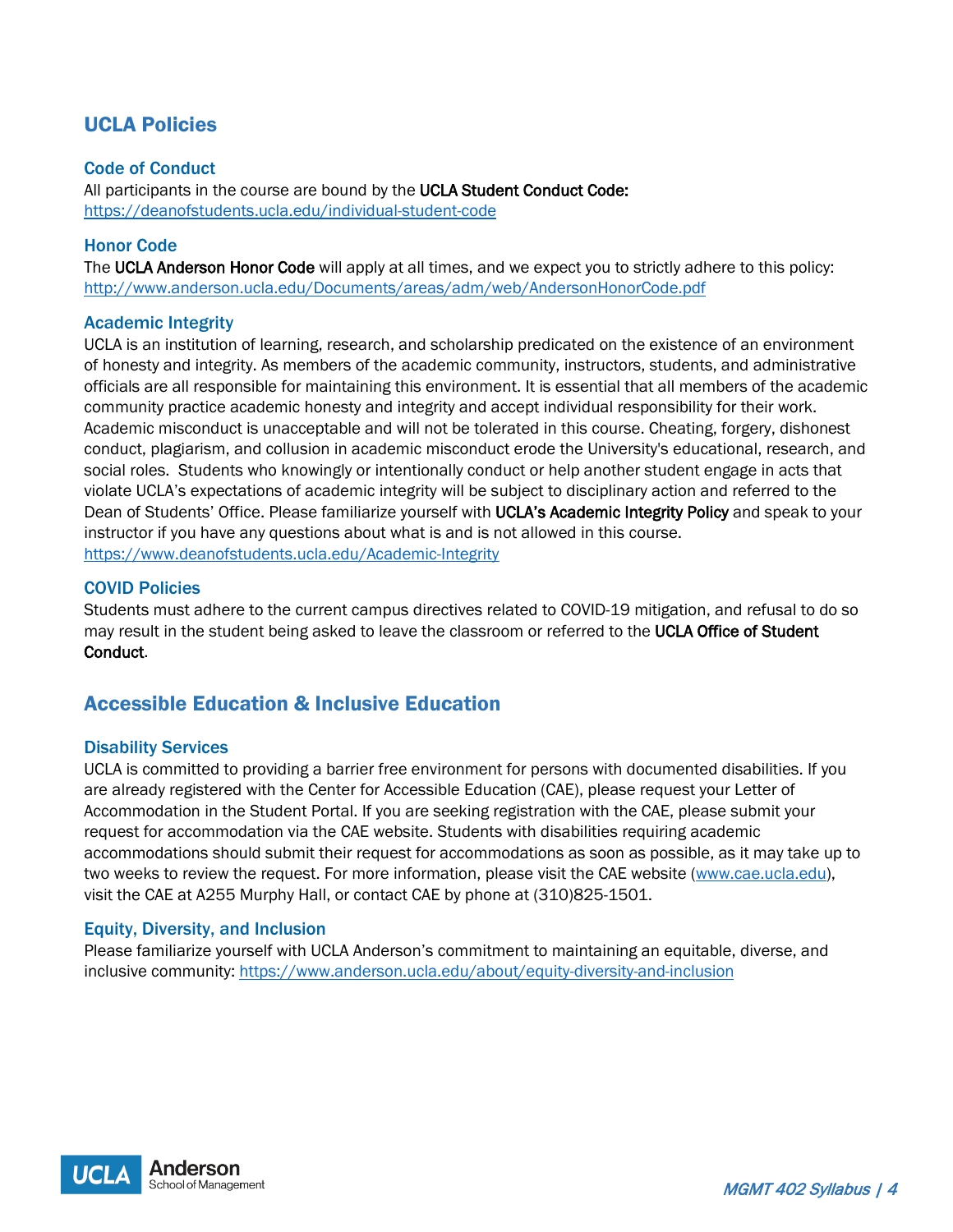## UCLA Policies

### Code of Conduct

All participants in the course are bound by the **UCLA Student Conduct Code:** https://deanofstudents.ucla.edu/individual-student-code

### Honor Code

The **UCLA Anderson Honor Code** will apply at all times, and we expect you to strictly adhere to this policy: http://www.anderson.ucla.edu/Documents/areas/adm/web/AndersonHonorCode.pdf

### Academic Integrity

UCLA is an institution of learning, research, and scholarship predicated on the existence of an environment of honesty and integrity. As members of the academic community, instructors, students, and administrative officials are all responsible for maintaining this environment. It is essential that all members of the academic community practice academic honesty and integrity and accept individual responsibility for their work. Academic misconduct is unacceptable and will not be tolerated in this course. Cheating, forgery, dishonest conduct, plagiarism, and collusion in academic misconduct erode the University's educational, research, and social roles. Students who knowingly or intentionally conduct or help another student engage in acts that violate UCLA's expectations of academic integrity will be subject to disciplinary action and referred to the Dean of Students' Office. Please familiarize yourself with **UCLA's Academic Integrity Policy** and speak to your instructor if you have any questions about what is and is not allowed in this course. https://www.deanofstudents.ucla.edu/Academic-Integrity

### COVID Policies

Students must adhere to the current campus directives related to COVID-19 mitigation, and refusal to do so may result in the student being asked to leave the classroom or referred to the **UCLA Office of Student Conduct**.

## Accessible Education & Inclusive Education

### Disability Services

UCLA is committed to providing a barrier free environment for persons with documented disabilities. If you are already registered with the Center for Accessible Education (CAE), please request your Letter of Accommodation in the Student Portal. If you are seeking registration with the CAE, please submit your request for accommodation via the CAE website. Students with disabilities requiring academic accommodations should submit their request for accommodations as soon as possible, as it may take up to two weeks to review the request. For more information, please visit the CAE website (www.cae.ucla.edu), visit the CAE at A255 Murphy Hall, or contact CAE by phone at (310)825-1501.

### Equity, Diversity, and Inclusion

Please familiarize yourself with UCLA Anderson's commitment to maintaining an equitable, diverse, and inclusive community: https://www.anderson.ucla.edu/about/equity-diversity-and-inclusion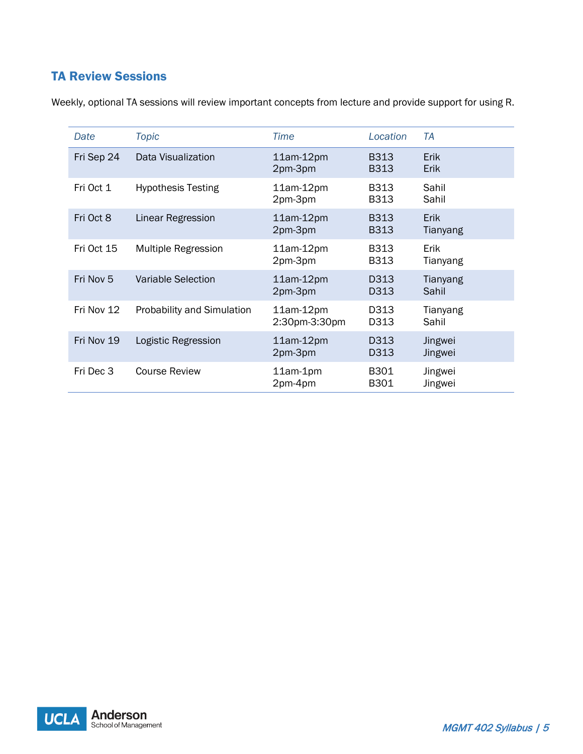## TA Review Sessions

Weekly, optional TA sessions will review important concepts from lecture and provide support for using R.

| Date | Topic | Time | Location | TA |
|---|---|---|---|---|
| Fri Sep 24 | Data Visualization | 11am-12pm<br>2pm-3pm | B313<br>B313 | Erik<br>Erik |
| Fri Oct 1 | Hypothesis Testing | 11am-12pm<br>2pm-3pm | B313<br>B313 | Sahil<br>Sahil |
| Fri Oct 8 | Linear Regression | 11am-12pm<br>2pm-3pm | B313<br>B313 | Erik<br>Tianyang |
| Fri Oct 15 | Multiple Regression | 11am-12pm<br>2pm-3pm | B313<br>B313 | Erik<br>Tianyang |
| Fri Nov 5 | Variable Selection | 11am-12pm<br>2pm-3pm | D313<br>D313 | Tianyang<br>Sahil |
| Fri Nov 12 | Probability and Simulation | 11am-12pm<br>2:30pm-3:30pm | D313<br>D313 | Tianyang<br>Sahil |
| Fri Nov 19 | Logistic Regression | 11am-12pm<br>2pm-3pm | D313<br>D313 | Jingwei<br>Jingwei |
| Fri Dec 3 | Course Review | 11am-1pm<br>2pm-4pm | B301<br>B301 | Jingwei<br>Jingwei |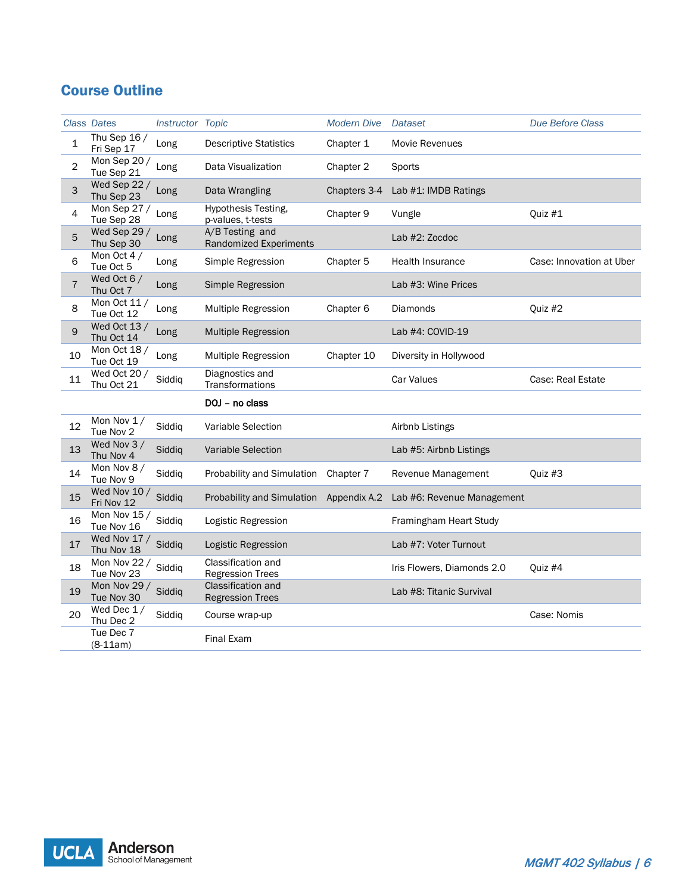## Course Outline

| Class | Dates | Instructor | Topic | Modern Dive | Dataset | Due Before Class |
|---|---|---|---|---|---|---|
| 1 | Thu Sep 16 / Fri Sep 17 | Long | Descriptive Statistics | Chapter 1 | Movie Revenues | |
| 2 | Mon Sep 20 / Tue Sep 21 | Long | Data Visualization | Chapter 2 | Sports | |
| 3 | Wed Sep 22 / Thu Sep 23 | Long | Data Wrangling | Chapters 3-4 | Lab #1: IMDB Ratings | |
| 4 | Mon Sep 27 / Tue Sep 28 | Long | Hypothesis Testing, p-values, t-tests | Chapter 9 | Vungle | Quiz #1 |
| 5 | Wed Sep 29 / Thu Sep 30 | Long | A/B Testing and Randomized Experiments | | Lab #2: Zocdoc | |
| 6 | Mon Oct 4 / Tue Oct 5 | Long | Simple Regression | Chapter 5 | Health Insurance | Case: Innovation at Uber |
| 7 | Wed Oct 6 / Thu Oct 7 | Long | Simple Regression | | Lab #3: Wine Prices | |
| 8 | Mon Oct 11 / Tue Oct 12 | Long | Multiple Regression | Chapter 6 | Diamonds | Quiz #2 |
| 9 | Wed Oct 13 / Thu Oct 14 | Long | Multiple Regression | | Lab #4: COVID-19 | |
| 10 | Mon Oct 18 / Tue Oct 19 | Long | Multiple Regression | Chapter 10 | Diversity in Hollywood | |
| 11 | Wed Oct 20 / Thu Oct 21 | Siddiq | Diagnostics and Transformations | | Car Values | Case: Real Estate |
| | | | **DOJ – no class** | | | |
| 12 | Mon Nov 1 / Tue Nov 2 | Siddiq | Variable Selection | | Airbnb Listings | |
| 13 | Wed Nov 3 / Thu Nov 4 | Siddiq | Variable Selection | | Lab #5: Airbnb Listings | |
| 14 | Mon Nov 8 / Tue Nov 9 | Siddiq | Probability and Simulation | Chapter 7 | Revenue Management | Quiz #3 |
| 15 | Wed Nov 10 / Fri Nov 12 | Siddiq | Probability and Simulation | Appendix A.2 | Lab #6: Revenue Management | |
| 16 | Mon Nov 15 / Tue Nov 16 | Siddiq | Logistic Regression | | Framingham Heart Study | |
| 17 | Wed Nov 17 / Thu Nov 18 | Siddiq | Logistic Regression | | Lab #7: Voter Turnout | |
| 18 | Mon Nov 22 / Tue Nov 23 | Siddiq | Classification and Regression Trees | | Iris Flowers, Diamonds 2.0 | Quiz #4 |
| 19 | Mon Nov 29 / Tue Nov 30 | Siddiq | Classification and Regression Trees | | Lab #8: Titanic Survival | |
| 20 | Wed Dec 1 / Thu Dec 2 | Siddiq | Course wrap-up | | | Case: Nomis |
| | Tue Dec 7 (8-11am) | | Final Exam | | | |